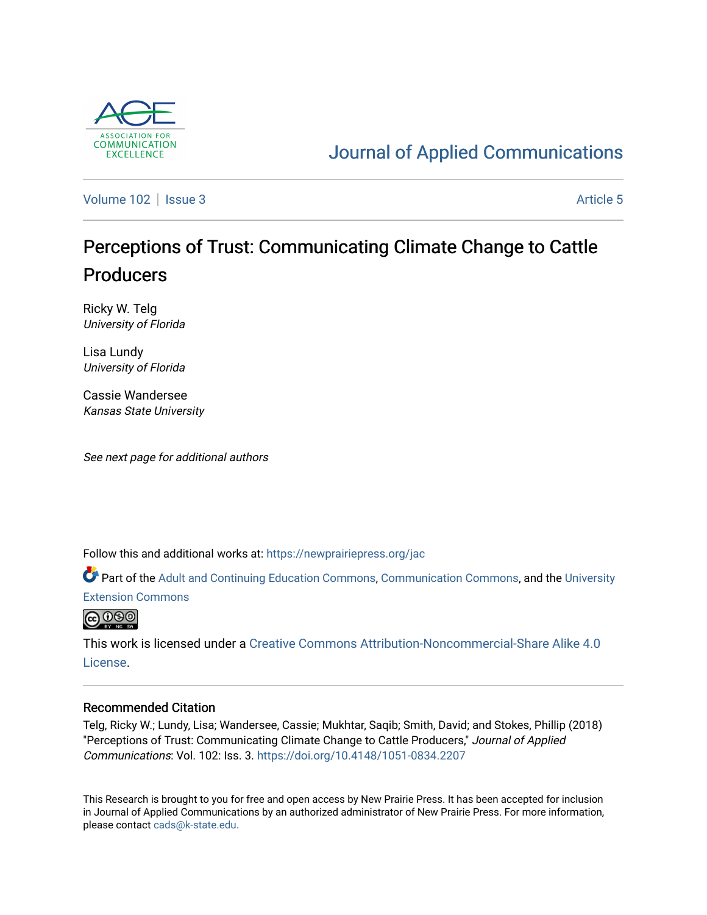Journal of Applied Communications

Volume 102 | Issue 3 | Article 5

# Perceptions of Trust: Communicating Climate Change to Cattle Producers

Ricky W. Telg
*University of Florida*

Lisa Lundy
*University of Florida*

Cassie Wandersee
*Kansas State University*

*See next page for additional authors*

Follow this and additional works at: https://newprairiepress.org/jac

Part of the Adult and Continuing Education Commons, Communication Commons, and the University Extension Commons

This work is licensed under a Creative Commons Attribution-Noncommercial-Share Alike 4.0 License.

## Recommended Citation

Telg, Ricky W.; Lundy, Lisa; Wandersee, Cassie; Mukhtar, Saqib; Smith, David; and Stokes, Phillip (2018) "Perceptions of Trust: Communicating Climate Change to Cattle Producers," *Journal of Applied Communications*: Vol. 102: Iss. 3. https://doi.org/10.4148/1051-0834.2207

This Research is brought to you for free and open access by New Prairie Press. It has been accepted for inclusion in Journal of Applied Communications by an authorized administrator of New Prairie Press. For more information, please contact cads@k-state.edu.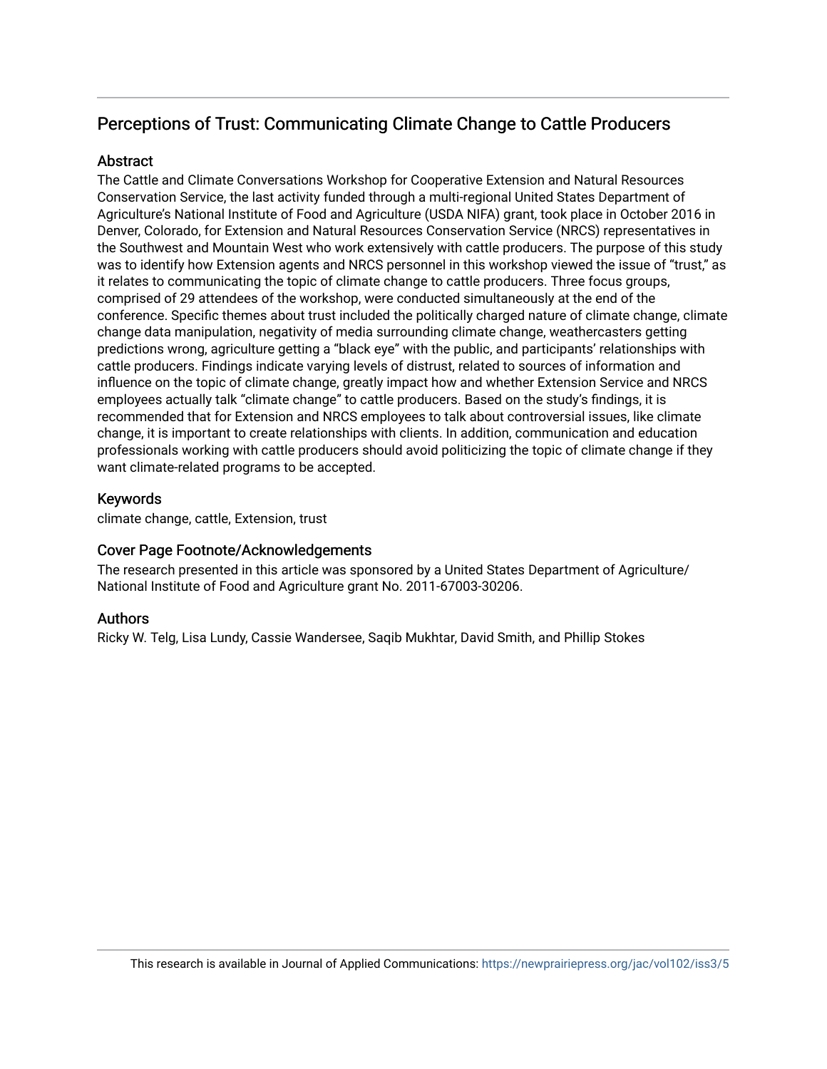## Perceptions of Trust: Communicating Climate Change to Cattle Producers

### Abstract

The Cattle and Climate Conversations Workshop for Cooperative Extension and Natural Resources Conservation Service, the last activity funded through a multi-regional United States Department of Agriculture's National Institute of Food and Agriculture (USDA NIFA) grant, took place in October 2016 in Denver, Colorado, for Extension and Natural Resources Conservation Service (NRCS) representatives in the Southwest and Mountain West who work extensively with cattle producers. The purpose of this study was to identify how Extension agents and NRCS personnel in this workshop viewed the issue of "trust," as it relates to communicating the topic of climate change to cattle producers. Three focus groups, comprised of 29 attendees of the workshop, were conducted simultaneously at the end of the conference. Specific themes about trust included the politically charged nature of climate change, climate change data manipulation, negativity of media surrounding climate change, weathercasters getting predictions wrong, agriculture getting a "black eye" with the public, and participants' relationships with cattle producers. Findings indicate varying levels of distrust, related to sources of information and influence on the topic of climate change, greatly impact how and whether Extension Service and NRCS employees actually talk "climate change" to cattle producers. Based on the study's findings, it is recommended that for Extension and NRCS employees to talk about controversial issues, like climate change, it is important to create relationships with clients. In addition, communication and education professionals working with cattle producers should avoid politicizing the topic of climate change if they want climate-related programs to be accepted.

### Keywords

climate change, cattle, Extension, trust

### Cover Page Footnote/Acknowledgements

The research presented in this article was sponsored by a United States Department of Agriculture/National Institute of Food and Agriculture grant No. 2011-67003-30206.

### Authors

Ricky W. Telg, Lisa Lundy, Cassie Wandersee, Saqib Mukhtar, David Smith, and Phillip Stokes

This research is available in Journal of Applied Communications: https://newprairiepress.org/jac/vol102/iss3/5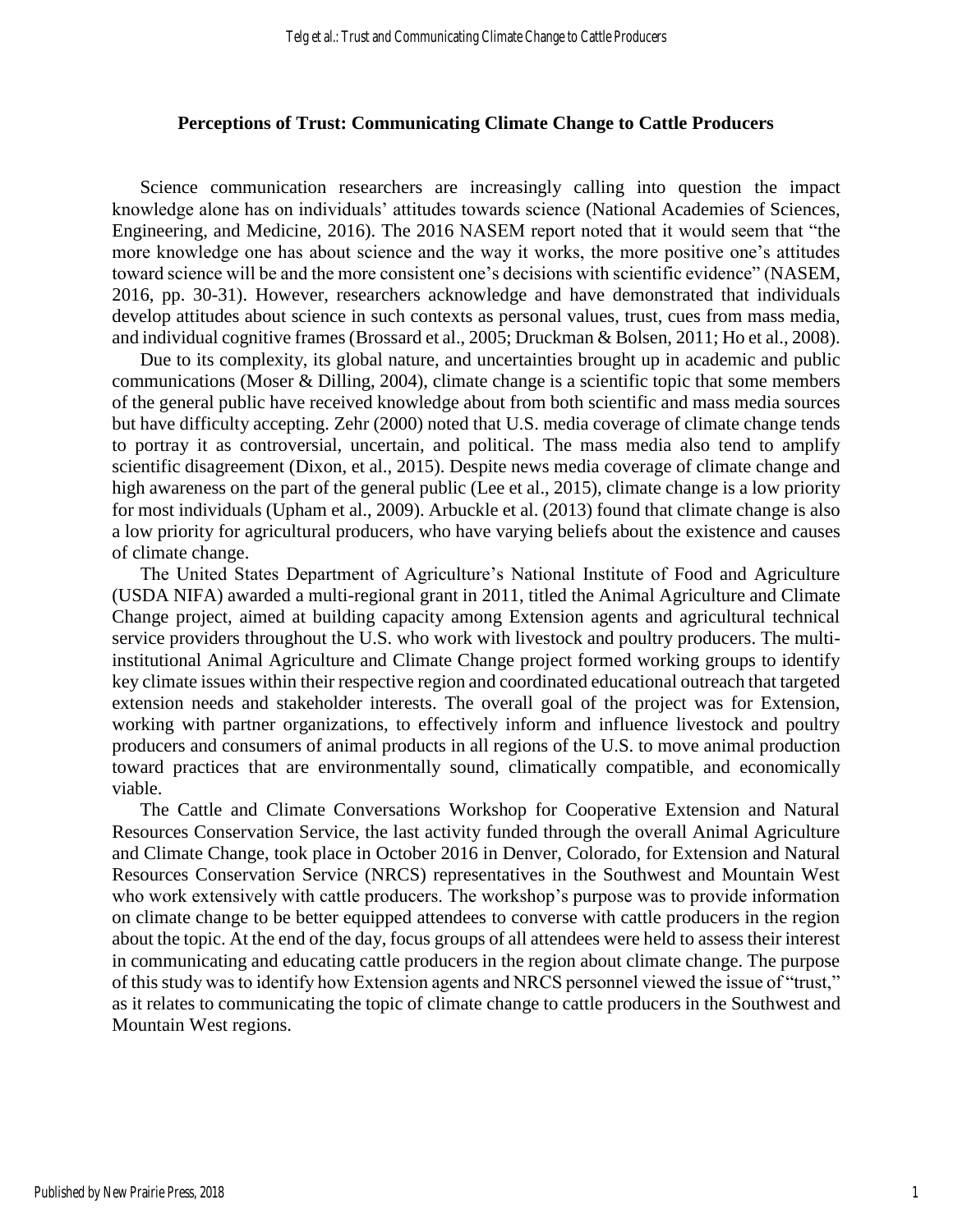## Perceptions of Trust: Communicating Climate Change to Cattle Producers

Science communication researchers are increasingly calling into question the impact knowledge alone has on individuals' attitudes towards science (National Academies of Sciences, Engineering, and Medicine, 2016). The 2016 NASEM report noted that it would seem that "the more knowledge one has about science and the way it works, the more positive one's attitudes toward science will be and the more consistent one's decisions with scientific evidence" (NASEM, 2016, pp. 30-31). However, researchers acknowledge and have demonstrated that individuals develop attitudes about science in such contexts as personal values, trust, cues from mass media, and individual cognitive frames (Brossard et al., 2005; Druckman & Bolsen, 2011; Ho et al., 2008).

Due to its complexity, its global nature, and uncertainties brought up in academic and public communications (Moser & Dilling, 2004), climate change is a scientific topic that some members of the general public have received knowledge about from both scientific and mass media sources but have difficulty accepting. Zehr (2000) noted that U.S. media coverage of climate change tends to portray it as controversial, uncertain, and political. The mass media also tend to amplify scientific disagreement (Dixon, et al., 2015). Despite news media coverage of climate change and high awareness on the part of the general public (Lee et al., 2015), climate change is a low priority for most individuals (Upham et al., 2009). Arbuckle et al. (2013) found that climate change is also a low priority for agricultural producers, who have varying beliefs about the existence and causes of climate change.

The United States Department of Agriculture's National Institute of Food and Agriculture (USDA NIFA) awarded a multi-regional grant in 2011, titled the Animal Agriculture and Climate Change project, aimed at building capacity among Extension agents and agricultural technical service providers throughout the U.S. who work with livestock and poultry producers. The multi-institutional Animal Agriculture and Climate Change project formed working groups to identify key climate issues within their respective region and coordinated educational outreach that targeted extension needs and stakeholder interests. The overall goal of the project was for Extension, working with partner organizations, to effectively inform and influence livestock and poultry producers and consumers of animal products in all regions of the U.S. to move animal production toward practices that are environmentally sound, climatically compatible, and economically viable.

The Cattle and Climate Conversations Workshop for Cooperative Extension and Natural Resources Conservation Service, the last activity funded through the overall Animal Agriculture and Climate Change, took place in October 2016 in Denver, Colorado, for Extension and Natural Resources Conservation Service (NRCS) representatives in the Southwest and Mountain West who work extensively with cattle producers. The workshop's purpose was to provide information on climate change to be better equipped attendees to converse with cattle producers in the region about the topic. At the end of the day, focus groups of all attendees were held to assess their interest in communicating and educating cattle producers in the region about climate change. The purpose of this study was to identify how Extension agents and NRCS personnel viewed the issue of "trust," as it relates to communicating the topic of climate change to cattle producers in the Southwest and Mountain West regions.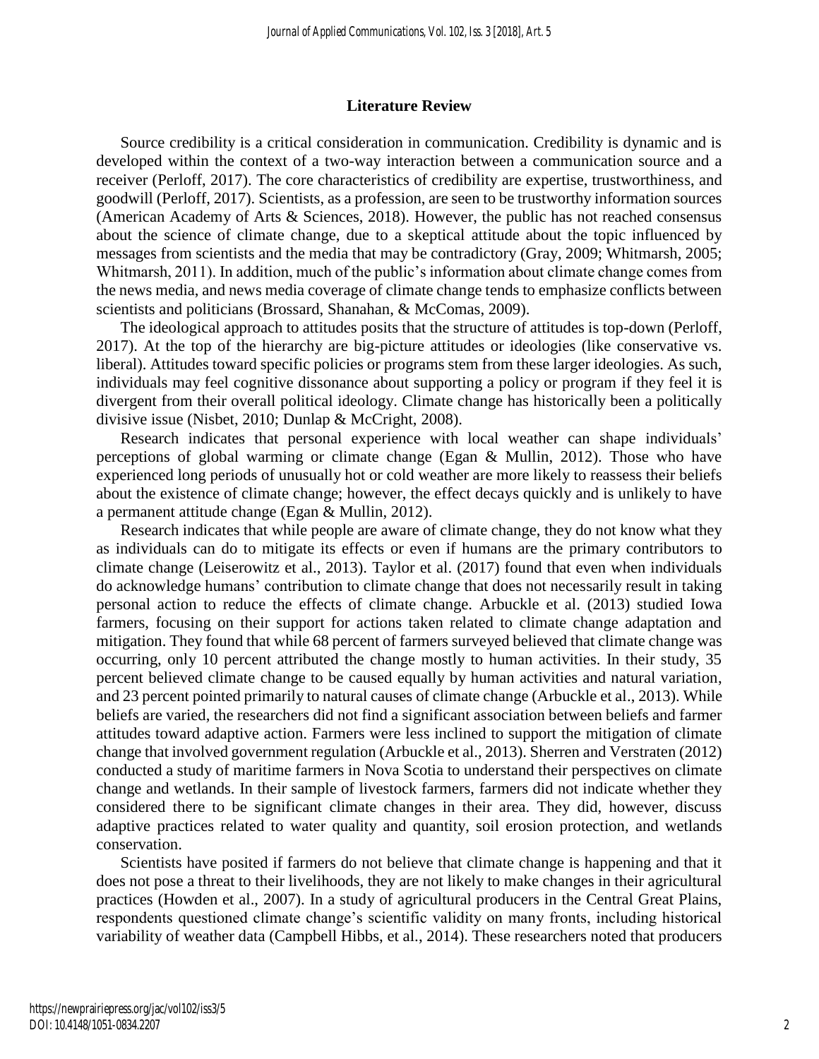## Literature Review

Source credibility is a critical consideration in communication. Credibility is dynamic and is developed within the context of a two-way interaction between a communication source and a receiver (Perloff, 2017). The core characteristics of credibility are expertise, trustworthiness, and goodwill (Perloff, 2017). Scientists, as a profession, are seen to be trustworthy information sources (American Academy of Arts & Sciences, 2018). However, the public has not reached consensus about the science of climate change, due to a skeptical attitude about the topic influenced by messages from scientists and the media that may be contradictory (Gray, 2009; Whitmarsh, 2005; Whitmarsh, 2011). In addition, much of the public's information about climate change comes from the news media, and news media coverage of climate change tends to emphasize conflicts between scientists and politicians (Brossard, Shanahan, & McComas, 2009).

The ideological approach to attitudes posits that the structure of attitudes is top-down (Perloff, 2017). At the top of the hierarchy are big-picture attitudes or ideologies (like conservative vs. liberal). Attitudes toward specific policies or programs stem from these larger ideologies. As such, individuals may feel cognitive dissonance about supporting a policy or program if they feel it is divergent from their overall political ideology. Climate change has historically been a politically divisive issue (Nisbet, 2010; Dunlap & McCright, 2008).

Research indicates that personal experience with local weather can shape individuals' perceptions of global warming or climate change (Egan & Mullin, 2012). Those who have experienced long periods of unusually hot or cold weather are more likely to reassess their beliefs about the existence of climate change; however, the effect decays quickly and is unlikely to have a permanent attitude change (Egan & Mullin, 2012).

Research indicates that while people are aware of climate change, they do not know what they as individuals can do to mitigate its effects or even if humans are the primary contributors to climate change (Leiserowitz et al., 2013). Taylor et al. (2017) found that even when individuals do acknowledge humans' contribution to climate change that does not necessarily result in taking personal action to reduce the effects of climate change. Arbuckle et al. (2013) studied Iowa farmers, focusing on their support for actions taken related to climate change adaptation and mitigation. They found that while 68 percent of farmers surveyed believed that climate change was occurring, only 10 percent attributed the change mostly to human activities. In their study, 35 percent believed climate change to be caused equally by human activities and natural variation, and 23 percent pointed primarily to natural causes of climate change (Arbuckle et al., 2013). While beliefs are varied, the researchers did not find a significant association between beliefs and farmer attitudes toward adaptive action. Farmers were less inclined to support the mitigation of climate change that involved government regulation (Arbuckle et al., 2013). Sherren and Verstraten (2012) conducted a study of maritime farmers in Nova Scotia to understand their perspectives on climate change and wetlands. In their sample of livestock farmers, farmers did not indicate whether they considered there to be significant climate changes in their area. They did, however, discuss adaptive practices related to water quality and quantity, soil erosion protection, and wetlands conservation.

Scientists have posited if farmers do not believe that climate change is happening and that it does not pose a threat to their livelihoods, they are not likely to make changes in their agricultural practices (Howden et al., 2007). In a study of agricultural producers in the Central Great Plains, respondents questioned climate change's scientific validity on many fronts, including historical variability of weather data (Campbell Hibbs, et al., 2014). These researchers noted that producers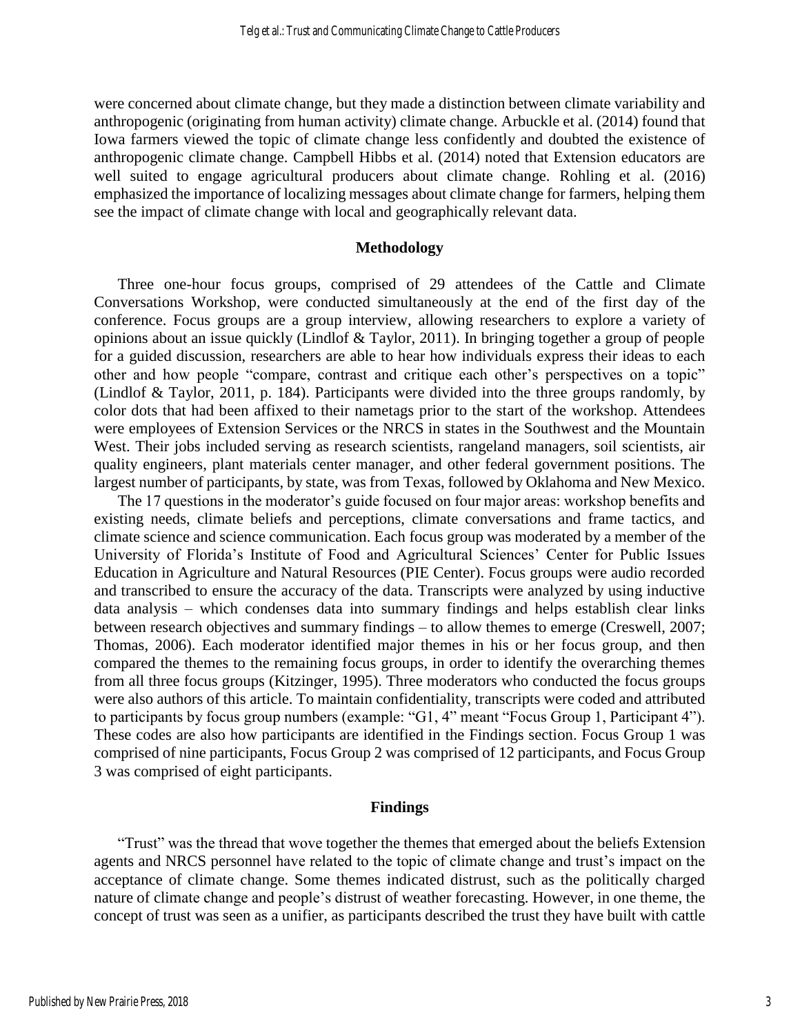were concerned about climate change, but they made a distinction between climate variability and anthropogenic (originating from human activity) climate change. Arbuckle et al. (2014) found that Iowa farmers viewed the topic of climate change less confidently and doubted the existence of anthropogenic climate change. Campbell Hibbs et al. (2014) noted that Extension educators are well suited to engage agricultural producers about climate change. Rohling et al. (2016) emphasized the importance of localizing messages about climate change for farmers, helping them see the impact of climate change with local and geographically relevant data.

## Methodology

Three one-hour focus groups, comprised of 29 attendees of the Cattle and Climate Conversations Workshop, were conducted simultaneously at the end of the first day of the conference. Focus groups are a group interview, allowing researchers to explore a variety of opinions about an issue quickly (Lindlof & Taylor, 2011). In bringing together a group of people for a guided discussion, researchers are able to hear how individuals express their ideas to each other and how people "compare, contrast and critique each other's perspectives on a topic" (Lindlof & Taylor, 2011, p. 184). Participants were divided into the three groups randomly, by color dots that had been affixed to their nametags prior to the start of the workshop. Attendees were employees of Extension Services or the NRCS in states in the Southwest and the Mountain West. Their jobs included serving as research scientists, rangeland managers, soil scientists, air quality engineers, plant materials center manager, and other federal government positions. The largest number of participants, by state, was from Texas, followed by Oklahoma and New Mexico.

The 17 questions in the moderator's guide focused on four major areas: workshop benefits and existing needs, climate beliefs and perceptions, climate conversations and frame tactics, and climate science and science communication. Each focus group was moderated by a member of the University of Florida's Institute of Food and Agricultural Sciences' Center for Public Issues Education in Agriculture and Natural Resources (PIE Center). Focus groups were audio recorded and transcribed to ensure the accuracy of the data. Transcripts were analyzed by using inductive data analysis – which condenses data into summary findings and helps establish clear links between research objectives and summary findings – to allow themes to emerge (Creswell, 2007; Thomas, 2006). Each moderator identified major themes in his or her focus group, and then compared the themes to the remaining focus groups, in order to identify the overarching themes from all three focus groups (Kitzinger, 1995). Three moderators who conducted the focus groups were also authors of this article. To maintain confidentiality, transcripts were coded and attributed to participants by focus group numbers (example: "G1, 4" meant "Focus Group 1, Participant 4"). These codes are also how participants are identified in the Findings section. Focus Group 1 was comprised of nine participants, Focus Group 2 was comprised of 12 participants, and Focus Group 3 was comprised of eight participants.

## Findings

"Trust" was the thread that wove together the themes that emerged about the beliefs Extension agents and NRCS personnel have related to the topic of climate change and trust's impact on the acceptance of climate change. Some themes indicated distrust, such as the politically charged nature of climate change and people's distrust of weather forecasting. However, in one theme, the concept of trust was seen as a unifier, as participants described the trust they have built with cattle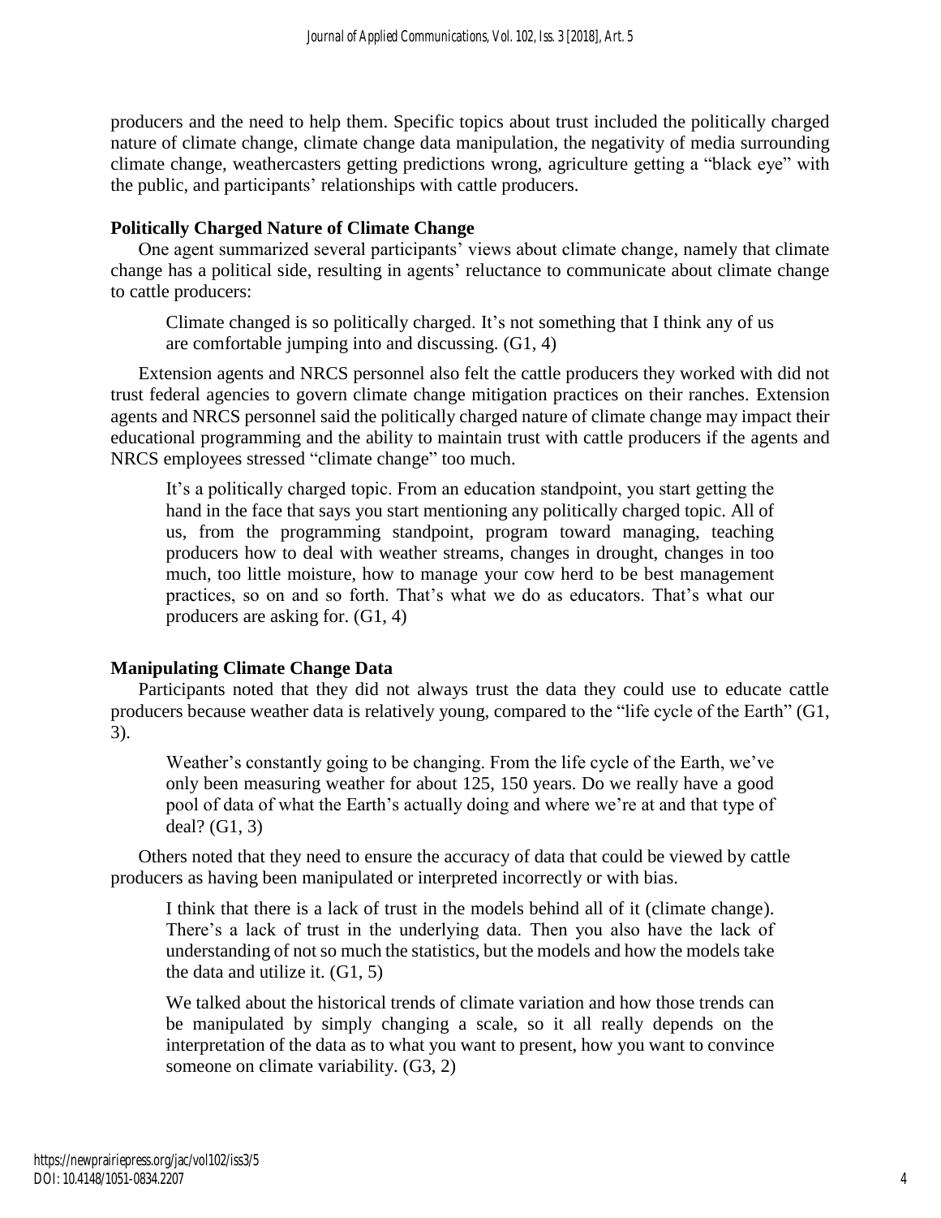producers and the need to help them. Specific topics about trust included the politically charged nature of climate change, climate change data manipulation, the negativity of media surrounding climate change, weathercasters getting predictions wrong, agriculture getting a "black eye" with the public, and participants' relationships with cattle producers.

### Politically Charged Nature of Climate Change

One agent summarized several participants' views about climate change, namely that climate change has a political side, resulting in agents' reluctance to communicate about climate change to cattle producers:

> Climate changed is so politically charged. It's not something that I think any of us are comfortable jumping into and discussing. (G1, 4)

Extension agents and NRCS personnel also felt the cattle producers they worked with did not trust federal agencies to govern climate change mitigation practices on their ranches. Extension agents and NRCS personnel said the politically charged nature of climate change may impact their educational programming and the ability to maintain trust with cattle producers if the agents and NRCS employees stressed "climate change" too much.

> It's a politically charged topic. From an education standpoint, you start getting the hand in the face that says you start mentioning any politically charged topic. All of us, from the programming standpoint, program toward managing, teaching producers how to deal with weather streams, changes in drought, changes in too much, too little moisture, how to manage your cow herd to be best management practices, so on and so forth. That's what we do as educators. That's what our producers are asking for. (G1, 4)

### Manipulating Climate Change Data

Participants noted that they did not always trust the data they could use to educate cattle producers because weather data is relatively young, compared to the "life cycle of the Earth" (G1, 3).

> Weather's constantly going to be changing. From the life cycle of the Earth, we've only been measuring weather for about 125, 150 years. Do we really have a good pool of data of what the Earth's actually doing and where we're at and that type of deal? (G1, 3)

Others noted that they need to ensure the accuracy of data that could be viewed by cattle producers as having been manipulated or interpreted incorrectly or with bias.

> I think that there is a lack of trust in the models behind all of it (climate change). There's a lack of trust in the underlying data. Then you also have the lack of understanding of not so much the statistics, but the models and how the models take the data and utilize it. (G1, 5)

> We talked about the historical trends of climate variation and how those trends can be manipulated by simply changing a scale, so it all really depends on the interpretation of the data as to what you want to present, how you want to convince someone on climate variability. (G3, 2)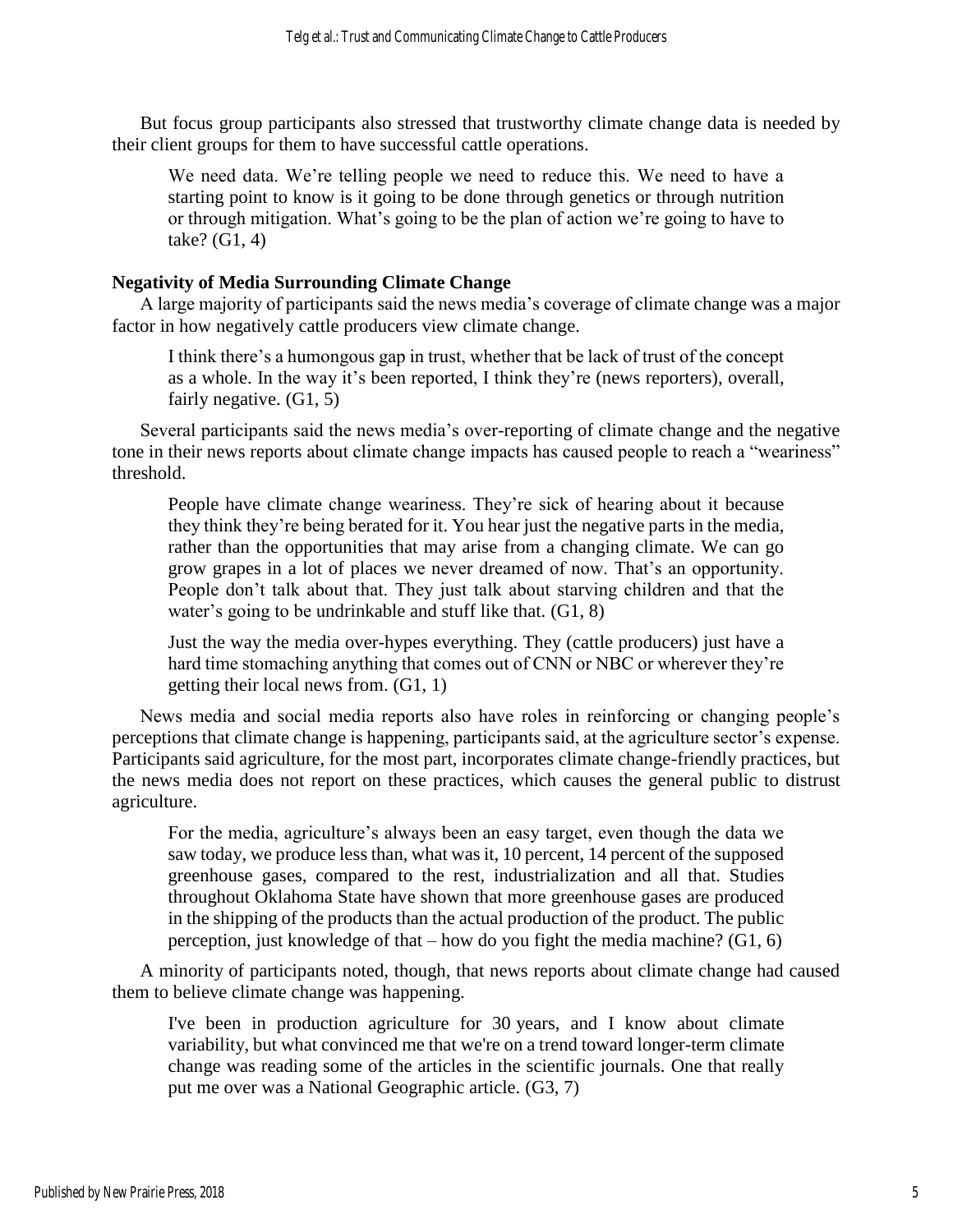But focus group participants also stressed that trustworthy climate change data is needed by their client groups for them to have successful cattle operations.

> We need data. We're telling people we need to reduce this. We need to have a starting point to know is it going to be done through genetics or through nutrition or through mitigation. What's going to be the plan of action we're going to have to take? (G1, 4)

### Negativity of Media Surrounding Climate Change

A large majority of participants said the news media's coverage of climate change was a major factor in how negatively cattle producers view climate change.

> I think there's a humongous gap in trust, whether that be lack of trust of the concept as a whole. In the way it's been reported, I think they're (news reporters), overall, fairly negative. (G1, 5)

Several participants said the news media's over-reporting of climate change and the negative tone in their news reports about climate change impacts has caused people to reach a "weariness" threshold.

> People have climate change weariness. They're sick of hearing about it because they think they're being berated for it. You hear just the negative parts in the media, rather than the opportunities that may arise from a changing climate. We can go grow grapes in a lot of places we never dreamed of now. That's an opportunity. People don't talk about that. They just talk about starving children and that the water's going to be undrinkable and stuff like that. (G1, 8)

> Just the way the media over-hypes everything. They (cattle producers) just have a hard time stomaching anything that comes out of CNN or NBC or wherever they're getting their local news from. (G1, 1)

News media and social media reports also have roles in reinforcing or changing people's perceptions that climate change is happening, participants said, at the agriculture sector's expense. Participants said agriculture, for the most part, incorporates climate change-friendly practices, but the news media does not report on these practices, which causes the general public to distrust agriculture.

> For the media, agriculture's always been an easy target, even though the data we saw today, we produce less than, what was it, 10 percent, 14 percent of the supposed greenhouse gases, compared to the rest, industrialization and all that. Studies throughout Oklahoma State have shown that more greenhouse gases are produced in the shipping of the products than the actual production of the product. The public perception, just knowledge of that – how do you fight the media machine? (G1, 6)

A minority of participants noted, though, that news reports about climate change had caused them to believe climate change was happening.

> I've been in production agriculture for 30 years, and I know about climate variability, but what convinced me that we're on a trend toward longer-term climate change was reading some of the articles in the scientific journals. One that really put me over was a National Geographic article. (G3, 7)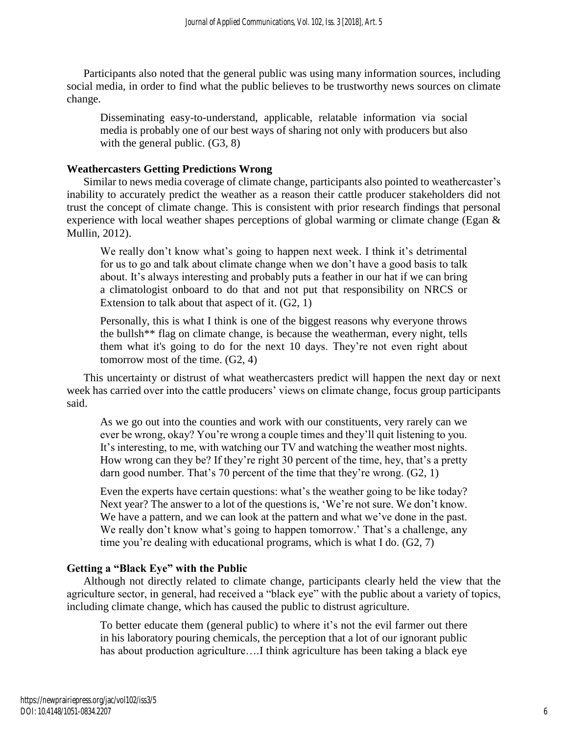Participants also noted that the general public was using many information sources, including social media, in order to find what the public believes to be trustworthy news sources on climate change.

> Disseminating easy-to-understand, applicable, relatable information via social media is probably one of our best ways of sharing not only with producers but also with the general public. (G3, 8)

### Weathercasters Getting Predictions Wrong

Similar to news media coverage of climate change, participants also pointed to weathercaster's inability to accurately predict the weather as a reason their cattle producer stakeholders did not trust the concept of climate change. This is consistent with prior research findings that personal experience with local weather shapes perceptions of global warming or climate change (Egan & Mullin, 2012).

> We really don't know what's going to happen next week. I think it's detrimental for us to go and talk about climate change when we don't have a good basis to talk about. It's always interesting and probably puts a feather in our hat if we can bring a climatologist onboard to do that and not put that responsibility on NRCS or Extension to talk about that aspect of it. (G2, 1)

> Personally, this is what I think is one of the biggest reasons why everyone throws the bullsh** flag on climate change, is because the weatherman, every night, tells them what it's going to do for the next 10 days. They're not even right about tomorrow most of the time. (G2, 4)

This uncertainty or distrust of what weathercasters predict will happen the next day or next week has carried over into the cattle producers' views on climate change, focus group participants said.

> As we go out into the counties and work with our constituents, very rarely can we ever be wrong, okay? You're wrong a couple times and they'll quit listening to you. It's interesting, to me, with watching our TV and watching the weather most nights. How wrong can they be? If they're right 30 percent of the time, hey, that's a pretty darn good number. That's 70 percent of the time that they're wrong. (G2, 1)

> Even the experts have certain questions: what's the weather going to be like today? Next year? The answer to a lot of the questions is, 'We're not sure. We don't know. We have a pattern, and we can look at the pattern and what we've done in the past. We really don't know what's going to happen tomorrow.' That's a challenge, any time you're dealing with educational programs, which is what I do. (G2, 7)

### Getting a "Black Eye" with the Public

Although not directly related to climate change, participants clearly held the view that the agriculture sector, in general, had received a "black eye" with the public about a variety of topics, including climate change, which has caused the public to distrust agriculture.

> To better educate them (general public) to where it's not the evil farmer out there in his laboratory pouring chemicals, the perception that a lot of our ignorant public has about production agriculture….I think agriculture has been taking a black eye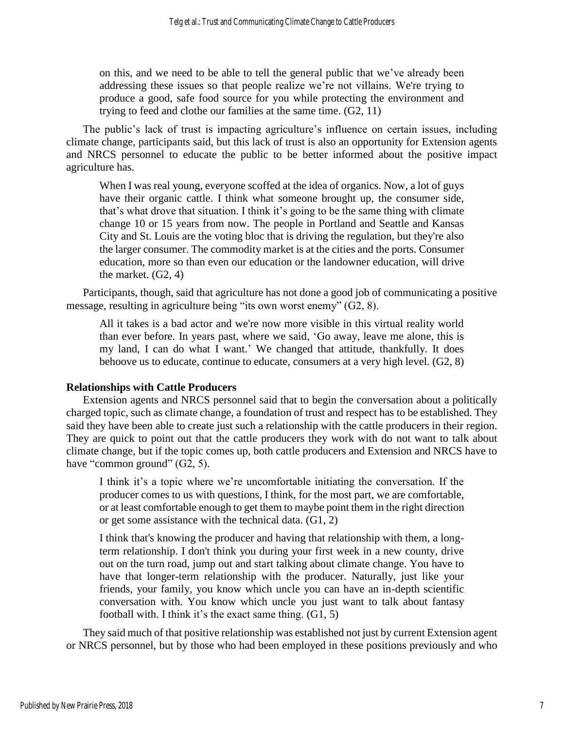on this, and we need to be able to tell the general public that we've already been addressing these issues so that people realize we're not villains. We're trying to produce a good, safe food source for you while protecting the environment and trying to feed and clothe our families at the same time. (G2, 11)

The public's lack of trust is impacting agriculture's influence on certain issues, including climate change, participants said, but this lack of trust is also an opportunity for Extension agents and NRCS personnel to educate the public to be better informed about the positive impact agriculture has.

> When I was real young, everyone scoffed at the idea of organics. Now, a lot of guys have their organic cattle. I think what someone brought up, the consumer side, that's what drove that situation. I think it's going to be the same thing with climate change 10 or 15 years from now. The people in Portland and Seattle and Kansas City and St. Louis are the voting bloc that is driving the regulation, but they're also the larger consumer. The commodity market is at the cities and the ports. Consumer education, more so than even our education or the landowner education, will drive the market. (G2, 4)

Participants, though, said that agriculture has not done a good job of communicating a positive message, resulting in agriculture being "its own worst enemy" (G2, 8).

> All it takes is a bad actor and we're now more visible in this virtual reality world than ever before. In years past, where we said, 'Go away, leave me alone, this is my land, I can do what I want.' We changed that attitude, thankfully. It does behoove us to educate, continue to educate, consumers at a very high level. (G2, 8)

### Relationships with Cattle Producers

Extension agents and NRCS personnel said that to begin the conversation about a politically charged topic, such as climate change, a foundation of trust and respect has to be established. They said they have been able to create just such a relationship with the cattle producers in their region. They are quick to point out that the cattle producers they work with do not want to talk about climate change, but if the topic comes up, both cattle producers and Extension and NRCS have to have "common ground" (G2, 5).

> I think it's a topic where we're uncomfortable initiating the conversation. If the producer comes to us with questions, I think, for the most part, we are comfortable, or at least comfortable enough to get them to maybe point them in the right direction or get some assistance with the technical data. (G1, 2)

> I think that's knowing the producer and having that relationship with them, a long-term relationship. I don't think you during your first week in a new county, drive out on the turn road, jump out and start talking about climate change. You have to have that longer-term relationship with the producer. Naturally, just like your friends, your family, you know which uncle you can have an in-depth scientific conversation with. You know which uncle you just want to talk about fantasy football with. I think it's the exact same thing. (G1, 5)

They said much of that positive relationship was established not just by current Extension agent or NRCS personnel, but by those who had been employed in these positions previously and who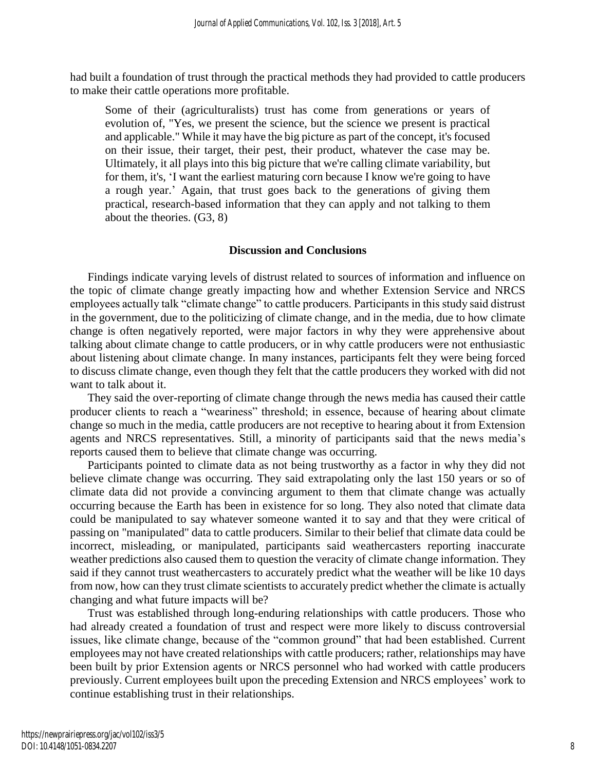had built a foundation of trust through the practical methods they had provided to cattle producers to make their cattle operations more profitable.

> Some of their (agriculturalists) trust has come from generations or years of evolution of, "Yes, we present the science, but the science we present is practical and applicable." While it may have the big picture as part of the concept, it's focused on their issue, their target, their pest, their product, whatever the case may be. Ultimately, it all plays into this big picture that we're calling climate variability, but for them, it's, 'I want the earliest maturing corn because I know we're going to have a rough year.' Again, that trust goes back to the generations of giving them practical, research-based information that they can apply and not talking to them about the theories. (G3, 8)

## Discussion and Conclusions

Findings indicate varying levels of distrust related to sources of information and influence on the topic of climate change greatly impacting how and whether Extension Service and NRCS employees actually talk "climate change" to cattle producers. Participants in this study said distrust in the government, due to the politicizing of climate change, and in the media, due to how climate change is often negatively reported, were major factors in why they were apprehensive about talking about climate change to cattle producers, or in why cattle producers were not enthusiastic about listening about climate change. In many instances, participants felt they were being forced to discuss climate change, even though they felt that the cattle producers they worked with did not want to talk about it.

They said the over-reporting of climate change through the news media has caused their cattle producer clients to reach a "weariness" threshold; in essence, because of hearing about climate change so much in the media, cattle producers are not receptive to hearing about it from Extension agents and NRCS representatives. Still, a minority of participants said that the news media's reports caused them to believe that climate change was occurring.

Participants pointed to climate data as not being trustworthy as a factor in why they did not believe climate change was occurring. They said extrapolating only the last 150 years or so of climate data did not provide a convincing argument to them that climate change was actually occurring because the Earth has been in existence for so long. They also noted that climate data could be manipulated to say whatever someone wanted it to say and that they were critical of passing on "manipulated" data to cattle producers. Similar to their belief that climate data could be incorrect, misleading, or manipulated, participants said weathercasters reporting inaccurate weather predictions also caused them to question the veracity of climate change information. They said if they cannot trust weathercasters to accurately predict what the weather will be like 10 days from now, how can they trust climate scientists to accurately predict whether the climate is actually changing and what future impacts will be?

Trust was established through long-enduring relationships with cattle producers. Those who had already created a foundation of trust and respect were more likely to discuss controversial issues, like climate change, because of the "common ground" that had been established. Current employees may not have created relationships with cattle producers; rather, relationships may have been built by prior Extension agents or NRCS personnel who had worked with cattle producers previously. Current employees built upon the preceding Extension and NRCS employees' work to continue establishing trust in their relationships.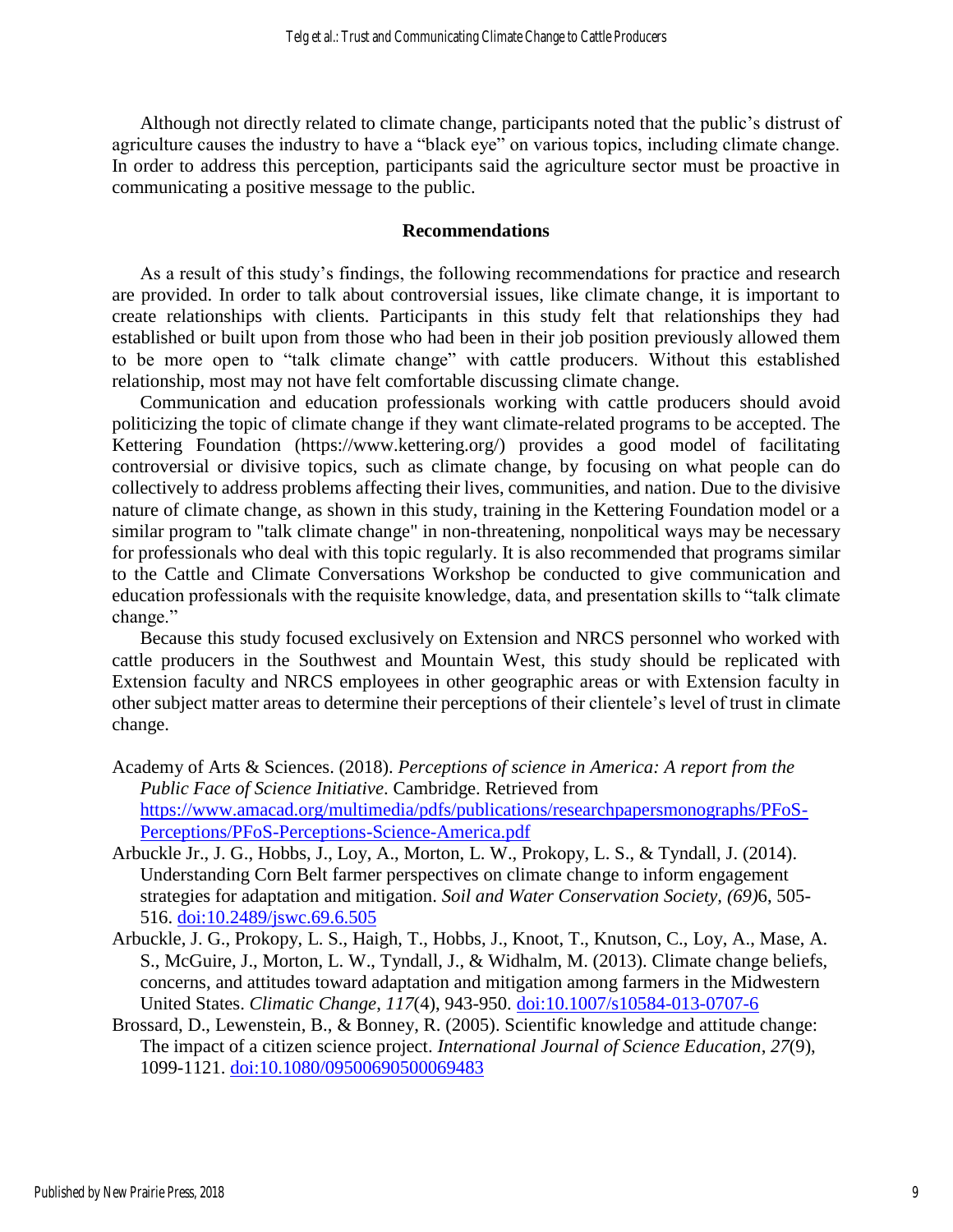Although not directly related to climate change, participants noted that the public's distrust of agriculture causes the industry to have a "black eye" on various topics, including climate change. In order to address this perception, participants said the agriculture sector must be proactive in communicating a positive message to the public.

## Recommendations

As a result of this study's findings, the following recommendations for practice and research are provided. In order to talk about controversial issues, like climate change, it is important to create relationships with clients. Participants in this study felt that relationships they had established or built upon from those who had been in their job position previously allowed them to be more open to "talk climate change" with cattle producers. Without this established relationship, most may not have felt comfortable discussing climate change.

Communication and education professionals working with cattle producers should avoid politicizing the topic of climate change if they want climate-related programs to be accepted. The Kettering Foundation (https://www.kettering.org/) provides a good model of facilitating controversial or divisive topics, such as climate change, by focusing on what people can do collectively to address problems affecting their lives, communities, and nation. Due to the divisive nature of climate change, as shown in this study, training in the Kettering Foundation model or a similar program to "talk climate change" in non-threatening, nonpolitical ways may be necessary for professionals who deal with this topic regularly. It is also recommended that programs similar to the Cattle and Climate Conversations Workshop be conducted to give communication and education professionals with the requisite knowledge, data, and presentation skills to "talk climate change."

Because this study focused exclusively on Extension and NRCS personnel who worked with cattle producers in the Southwest and Mountain West, this study should be replicated with Extension faculty and NRCS employees in other geographic areas or with Extension faculty in other subject matter areas to determine their perceptions of their clientele's level of trust in climate change.

Academy of Arts & Sciences. (2018). *Perceptions of science in America: A report from the Public Face of Science Initiative*. Cambridge. Retrieved from https://www.amacad.org/multimedia/pdfs/publications/researchpapersmonographs/PFoS-Perceptions/PFoS-Perceptions-Science-America.pdf

Arbuckle Jr., J. G., Hobbs, J., Loy, A., Morton, L. W., Prokopy, L. S., & Tyndall, J. (2014). Understanding Corn Belt farmer perspectives on climate change to inform engagement strategies for adaptation and mitigation. *Soil and Water Conservation Society, (69)*6, 505-516. doi:10.2489/jswc.69.6.505

Arbuckle, J. G., Prokopy, L. S., Haigh, T., Hobbs, J., Knoot, T., Knutson, C., Loy, A., Mase, A. S., McGuire, J., Morton, L. W., Tyndall, J., & Widhalm, M. (2013). Climate change beliefs, concerns, and attitudes toward adaptation and mitigation among farmers in the Midwestern United States. *Climatic Change*, *117*(4), 943-950. doi:10.1007/s10584-013-0707-6

Brossard, D., Lewenstein, B., & Bonney, R. (2005). Scientific knowledge and attitude change: The impact of a citizen science project. *International Journal of Science Education*, *27*(9), 1099-1121. doi:10.1080/09500690500069483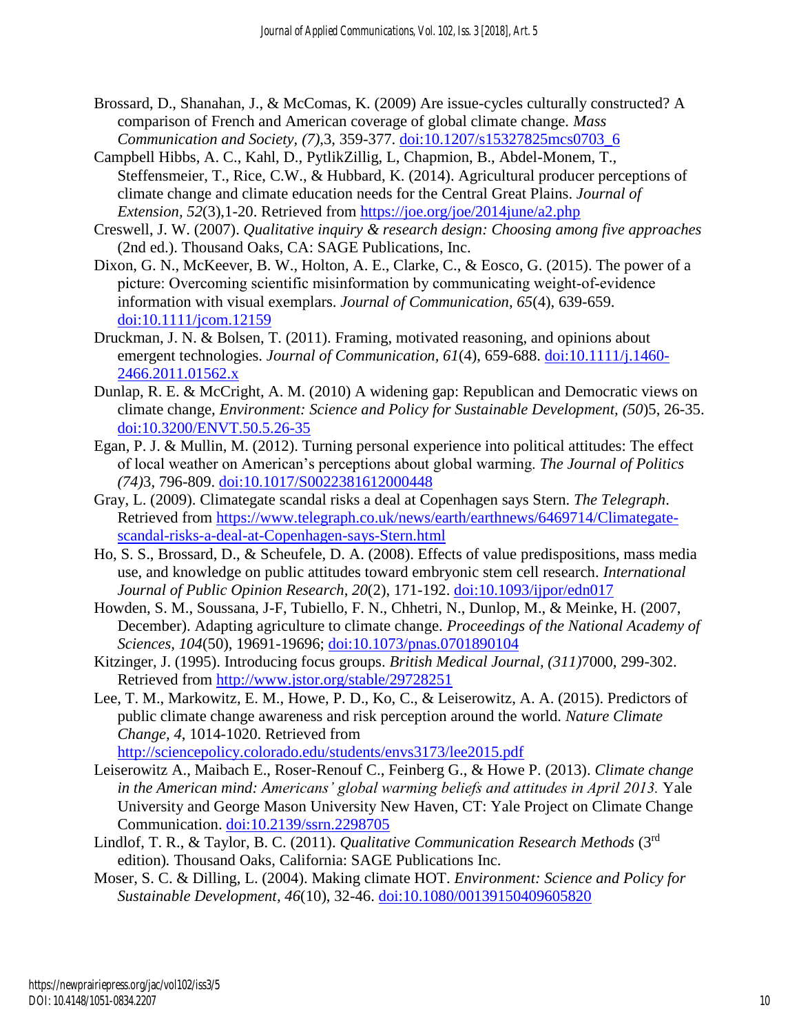Brossard, D., Shanahan, J., & McComas, K. (2009) Are issue-cycles culturally constructed? A comparison of French and American coverage of global climate change. *Mass Communication and Society, (7),*3, 359-377. doi:10.1207/s15327825mcs0703_6

Campbell Hibbs, A. C., Kahl, D., PytlikZillig, L, Chapmion, B., Abdel-Monem, T., Steffensmeier, T., Rice, C.W., & Hubbard, K. (2014). Agricultural producer perceptions of climate change and climate education needs for the Central Great Plains. *Journal of Extension, 52*(3),1-20. Retrieved from https://joe.org/joe/2014june/a2.php

Creswell, J. W. (2007). *Qualitative inquiry & research design: Choosing among five approaches* (2nd ed.). Thousand Oaks, CA: SAGE Publications, Inc.

Dixon, G. N., McKeever, B. W., Holton, A. E., Clarke, C., & Eosco, G. (2015). The power of a picture: Overcoming scientific misinformation by communicating weight-of-evidence information with visual exemplars. *Journal of Communication, 65*(4), 639-659. doi:10.1111/jcom.12159

Druckman, J. N. & Bolsen, T. (2011). Framing, motivated reasoning, and opinions about emergent technologies. *Journal of Communication, 61*(4), 659-688. doi:10.1111/j.1460-2466.2011.01562.x

Dunlap, R. E. & McCright, A. M. (2010) A widening gap: Republican and Democratic views on climate change, *Environment: Science and Policy for Sustainable Development, (50*)5, 26-35. doi:10.3200/ENVT.50.5.26-35

Egan, P. J. & Mullin, M. (2012). Turning personal experience into political attitudes: The effect of local weather on American's perceptions about global warming. *The Journal of Politics (74)*3, 796-809. doi:10.1017/S0022381612000448

Gray, L. (2009). Climategate scandal risks a deal at Copenhagen says Stern. *The Telegraph*. Retrieved from https://www.telegraph.co.uk/news/earth/earthnews/6469714/Climategate-scandal-risks-a-deal-at-Copenhagen-says-Stern.html

Ho, S. S., Brossard, D., & Scheufele, D. A. (2008). Effects of value predispositions, mass media use, and knowledge on public attitudes toward embryonic stem cell research. *International Journal of Public Opinion Research*, *20*(2), 171-192. doi:10.1093/ijpor/edn017

Howden, S. M., Soussana, J-F, Tubiello, F. N., Chhetri, N., Dunlop, M., & Meinke, H. (2007, December). Adapting agriculture to climate change. *Proceedings of the National Academy of Sciences*, *104*(50), 19691-19696; doi:10.1073/pnas.0701890104

Kitzinger, J. (1995). Introducing focus groups. *British Medical Journal, (311)*7000, 299-302. Retrieved from http://www.jstor.org/stable/29728251

Lee, T. M., Markowitz, E. M., Howe, P. D., Ko, C., & Leiserowitz, A. A. (2015). Predictors of public climate change awareness and risk perception around the world. *Nature Climate Change, 4*, 1014-1020. Retrieved from http://sciencepolicy.colorado.edu/students/envs3173/lee2015.pdf

Leiserowitz A., Maibach E., Roser-Renouf C., Feinberg G., & Howe P. (2013). *Climate change in the American mind: Americans' global warming beliefs and attitudes in April 2013.* Yale University and George Mason University New Haven, CT: Yale Project on Climate Change Communication. doi:10.2139/ssrn.2298705

Lindlof, T. R., & Taylor, B. C. (2011). *Qualitative Communication Research Methods* (3rd edition)*.* Thousand Oaks, California: SAGE Publications Inc.

Moser, S. C. & Dilling, L. (2004). Making climate HOT. *Environment: Science and Policy for Sustainable Development*, *46*(10), 32-46. doi:10.1080/00139150409605820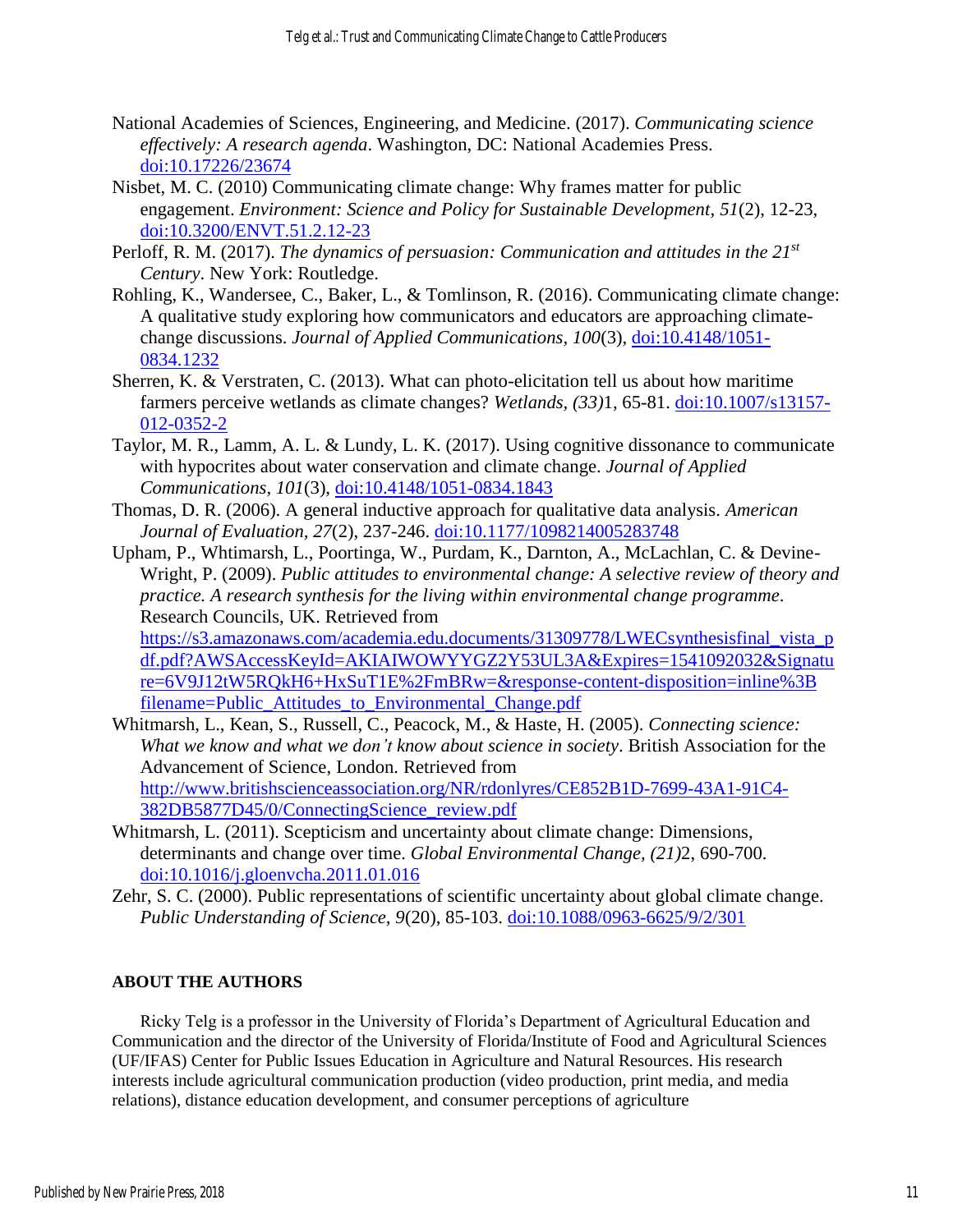National Academies of Sciences, Engineering, and Medicine. (2017). *Communicating science effectively: A research agenda*. Washington, DC: National Academies Press. doi:10.17226/23674

Nisbet, M. C. (2010) Communicating climate change: Why frames matter for public engagement. *Environment: Science and Policy for Sustainable Development, 51*(2), 12-23, doi:10.3200/ENVT.51.2.12-23

Perloff, R. M. (2017). *The dynamics of persuasion: Communication and attitudes in the 21st Century*. New York: Routledge.

Rohling, K., Wandersee, C., Baker, L., & Tomlinson, R. (2016). Communicating climate change: A qualitative study exploring how communicators and educators are approaching climate-change discussions. *Journal of Applied Communications, 100*(3), doi:10.4148/1051-0834.1232

Sherren, K. & Verstraten, C. (2013). What can photo-elicitation tell us about how maritime farmers perceive wetlands as climate changes? *Wetlands, (33)*1, 65-81. doi:10.1007/s13157-012-0352-2

Taylor, M. R., Lamm, A. L. & Lundy, L. K. (2017). Using cognitive dissonance to communicate with hypocrites about water conservation and climate change. *Journal of Applied Communications, 101*(3), doi:10.4148/1051-0834.1843

Thomas, D. R. (2006). A general inductive approach for qualitative data analysis. *American Journal of Evaluation, 27*(2), 237-246. doi:10.1177/1098214005283748

Upham, P., Whtimarsh, L., Poortinga, W., Purdam, K., Darnton, A., McLachlan, C. & Devine-Wright, P. (2009). *Public attitudes to environmental change: A selective review of theory and practice. A research synthesis for the living within environmental change programme*. Research Councils, UK. Retrieved from https://s3.amazonaws.com/academia.edu.documents/31309778/LWECsynthesisfinal_vista_pdf.pdf?AWSAccessKeyId=AKIAIWOWYYGZ2Y53UL3A&Expires=1541092032&Signature=6V9J12tW5RQkH6+HxSuT1E%2FmBRw=&response-content-disposition=inline%3B filename=Public_Attitudes_to_Environmental_Change.pdf

Whitmarsh, L., Kean, S., Russell, C., Peacock, M., & Haste, H. (2005). *Connecting science: What we know and what we don't know about science in society*. British Association for the Advancement of Science, London. Retrieved from http://www.britishscienceassociation.org/NR/rdonlyres/CE852B1D-7699-43A1-91C4-382DB5877D45/0/ConnectingScience_review.pdf

Whitmarsh, L. (2011). Scepticism and uncertainty about climate change: Dimensions, determinants and change over time. *Global Environmental Change, (21)*2, 690-700. doi:10.1016/j.gloenvcha.2011.01.016

Zehr, S. C. (2000). Public representations of scientific uncertainty about global climate change. *Public Understanding of Science, 9*(20), 85-103. doi:10.1088/0963-6625/9/2/301

## ABOUT THE AUTHORS

Ricky Telg is a professor in the University of Florida's Department of Agricultural Education and Communication and the director of the University of Florida/Institute of Food and Agricultural Sciences (UF/IFAS) Center for Public Issues Education in Agriculture and Natural Resources. His research interests include agricultural communication production (video production, print media, and media relations), distance education development, and consumer perceptions of agriculture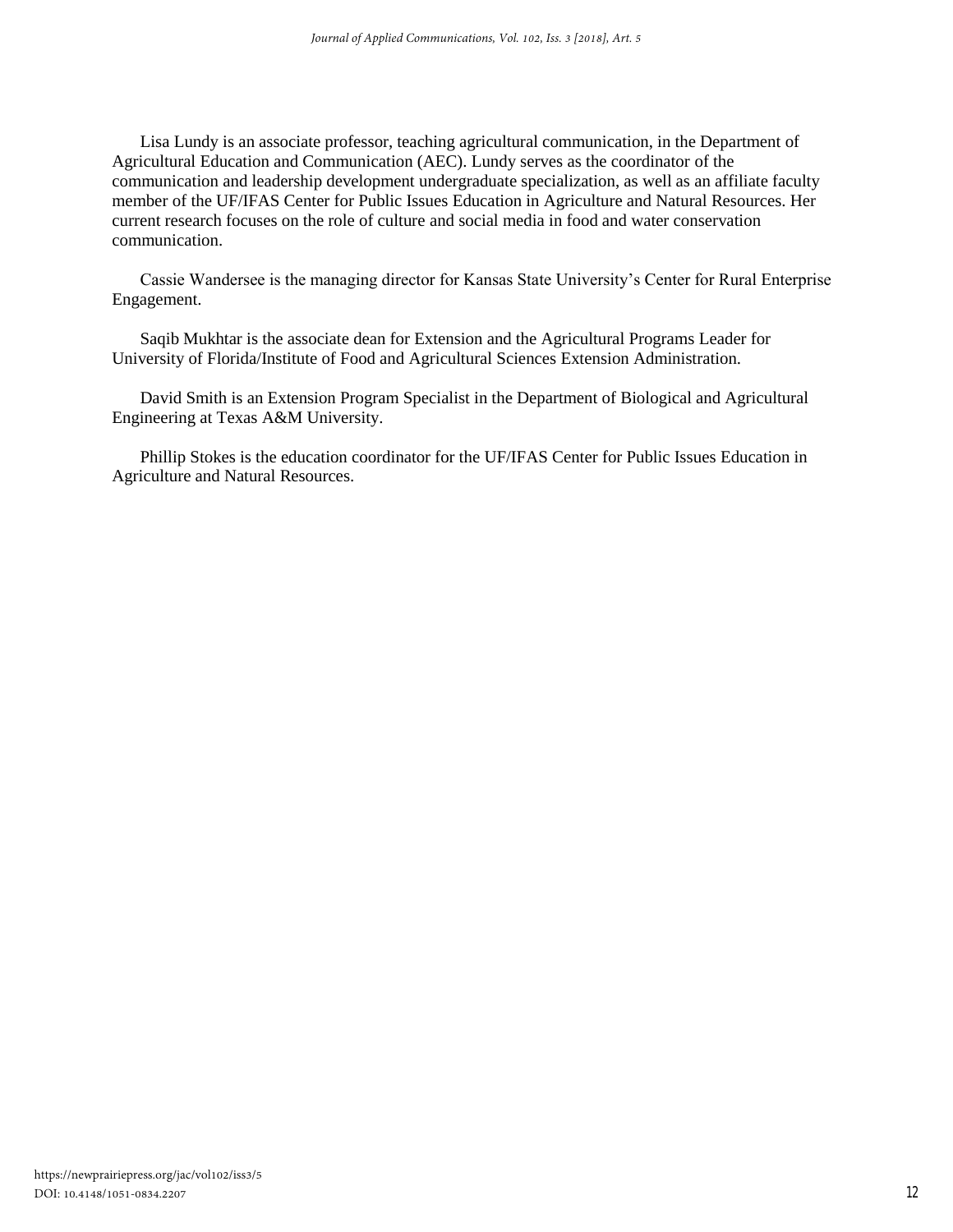Lisa Lundy is an associate professor, teaching agricultural communication, in the Department of Agricultural Education and Communication (AEC). Lundy serves as the coordinator of the communication and leadership development undergraduate specialization, as well as an affiliate faculty member of the UF/IFAS Center for Public Issues Education in Agriculture and Natural Resources. Her current research focuses on the role of culture and social media in food and water conservation communication.

Cassie Wandersee is the managing director for Kansas State University's Center for Rural Enterprise Engagement.

Saqib Mukhtar is the associate dean for Extension and the Agricultural Programs Leader for University of Florida/Institute of Food and Agricultural Sciences Extension Administration.

David Smith is an Extension Program Specialist in the Department of Biological and Agricultural Engineering at Texas A&M University.

Phillip Stokes is the education coordinator for the UF/IFAS Center for Public Issues Education in Agriculture and Natural Resources.